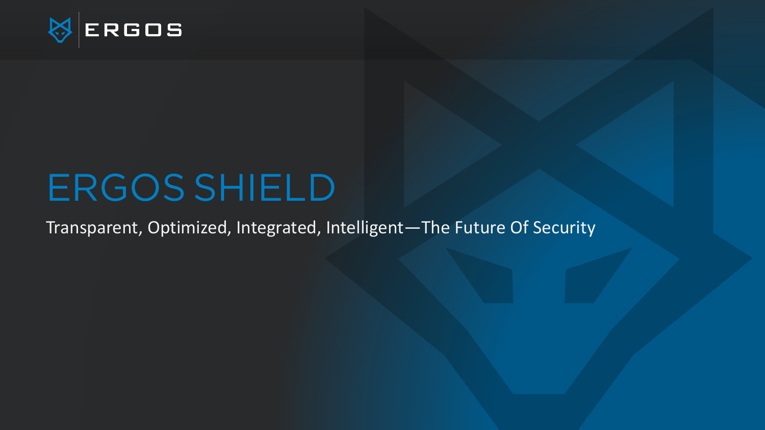ERGOS

# ERGOS SHIELD

Transparent, Optimized, Integrated, Intelligent—The Future Of Security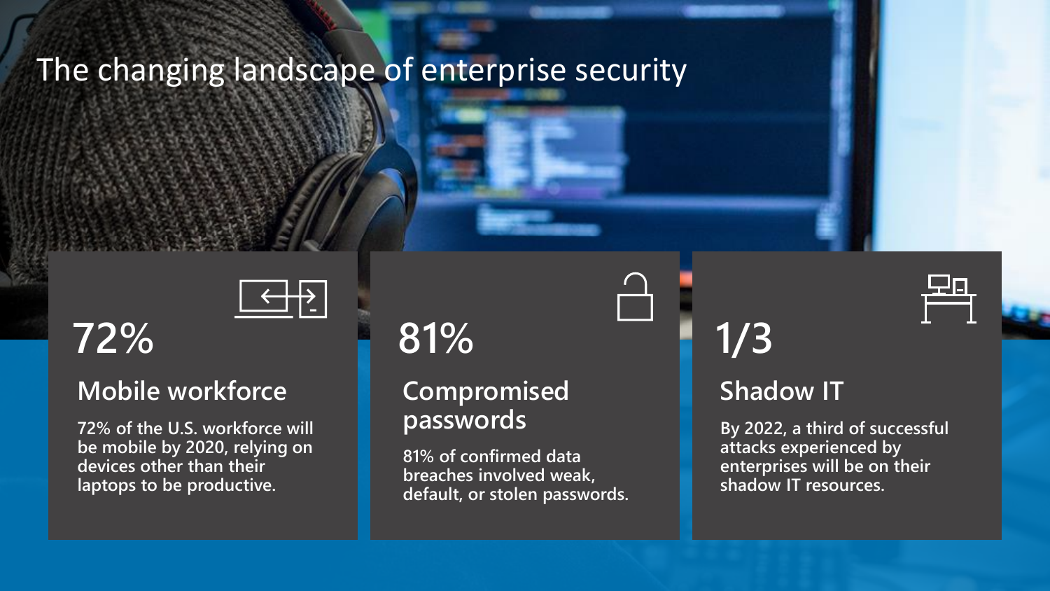# The changing landscape of enterprise security

## 72%

### Mobile workforce

72% of the U.S. workforce will be mobile by 2020, relying on devices other than their laptops to be productive.

## 81%

### Compromised passwords

81% of confirmed data breaches involved weak, default, or stolen passwords.

## 1/3

### Shadow IT

By 2022, a third of successful attacks experienced by enterprises will be on their shadow IT resources.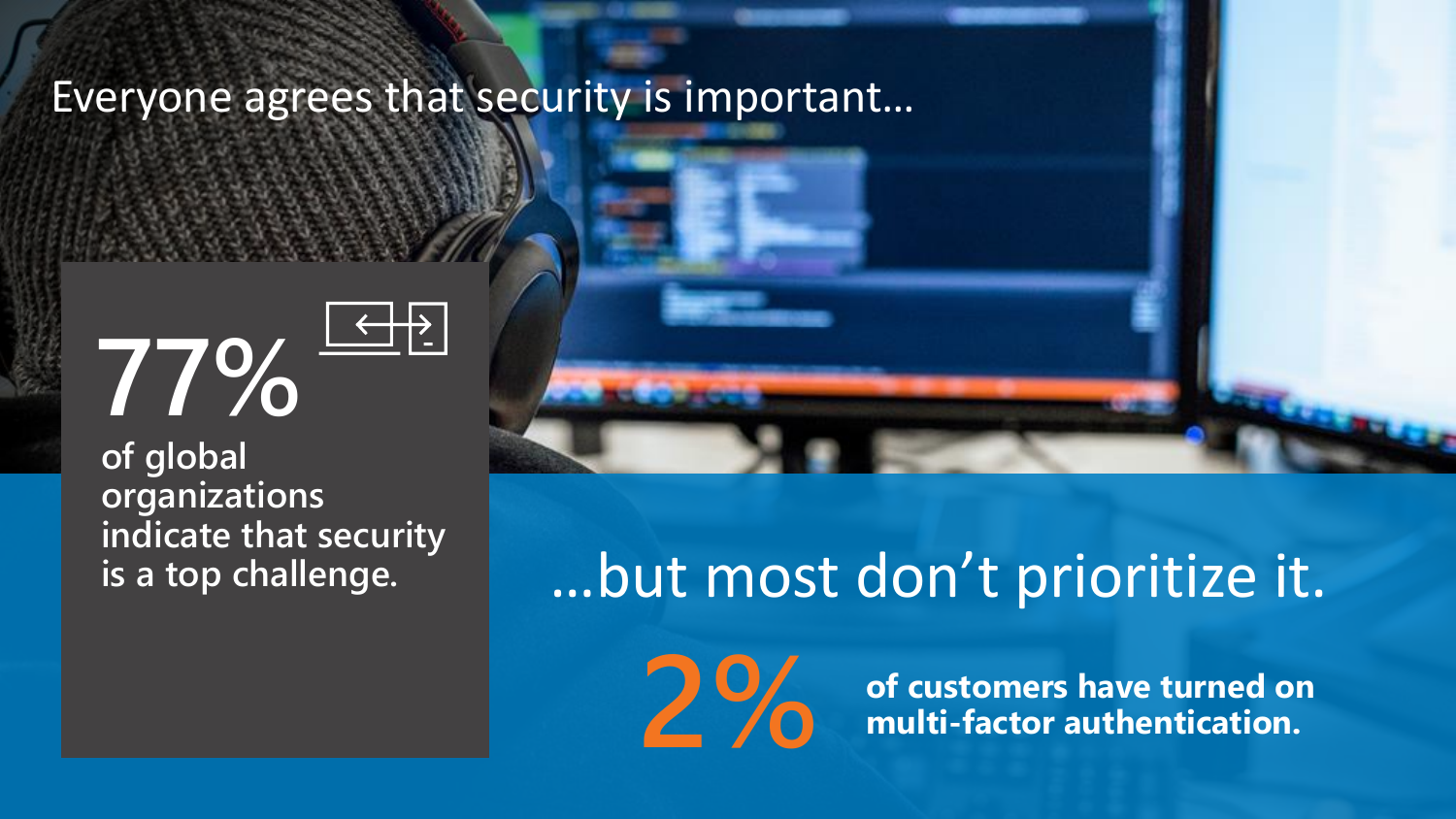Everyone agrees that security is important…

**77%**

**of global organizations indicate that security is a top challenge.**

…but most don't prioritize it.

**2%**

**of customers have turned on multi-factor authentication.**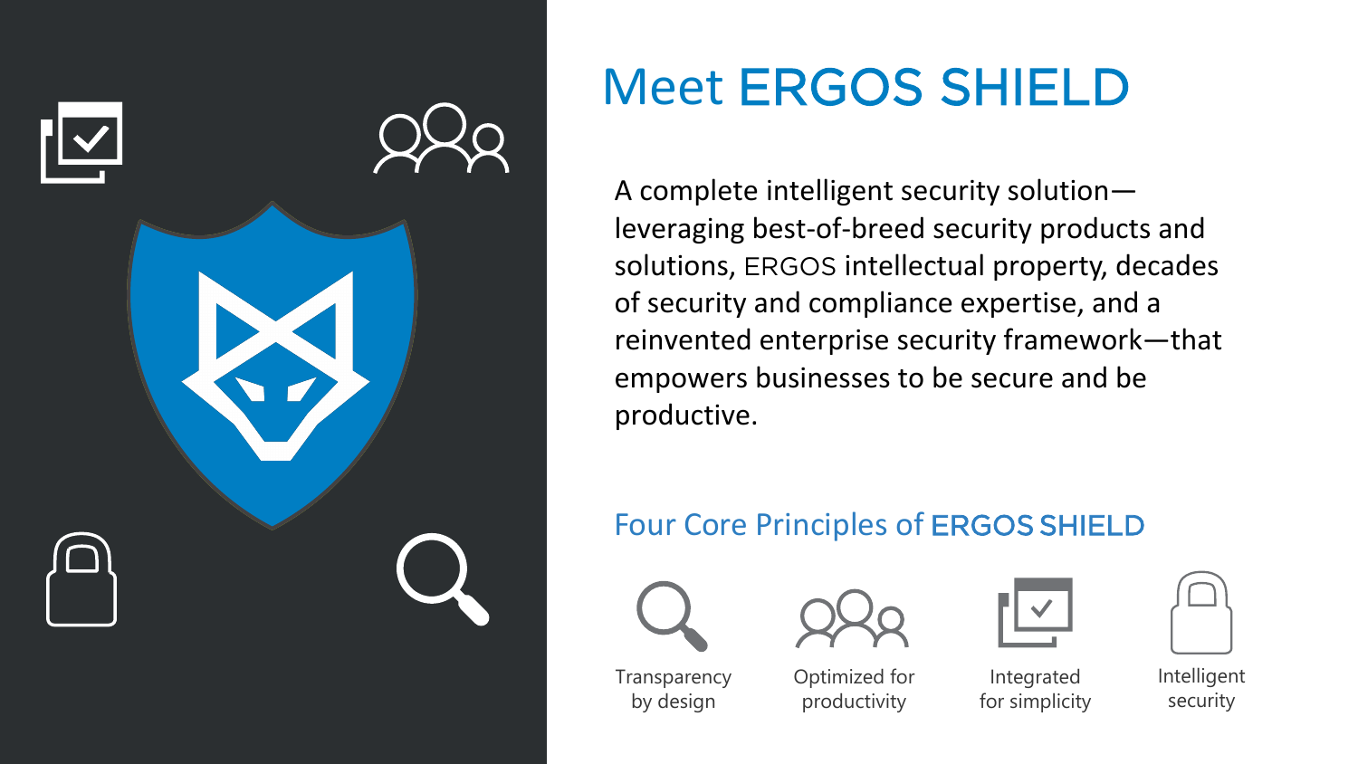# Meet ERGOS SHIELD

A complete intelligent security solution—leveraging best-of-breed security products and solutions, ERGOS intellectual property, decades of security and compliance expertise, and a reinvented enterprise security framework—that empowers businesses to be secure and be productive.

## Four Core Principles of ERGOS SHIELD

- Transparency by design
- Optimized for productivity
- Integrated for simplicity
- Intelligent security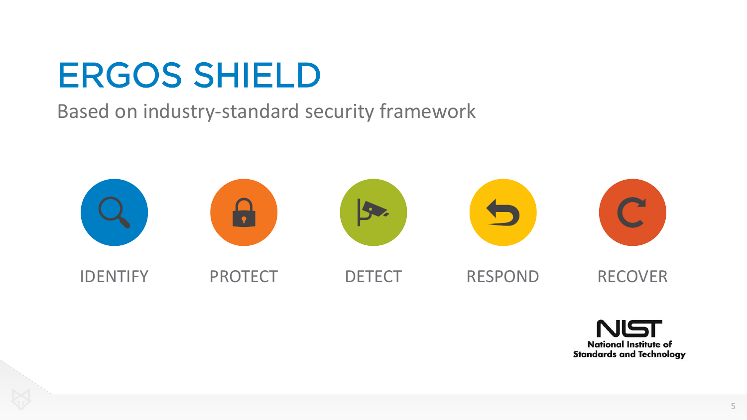# ERGOS SHIELD

Based on industry-standard security framework

- IDENTIFY
- PROTECT
- DETECT
- RESPOND
- RECOVER

NIST
National Institute of Standards and Technology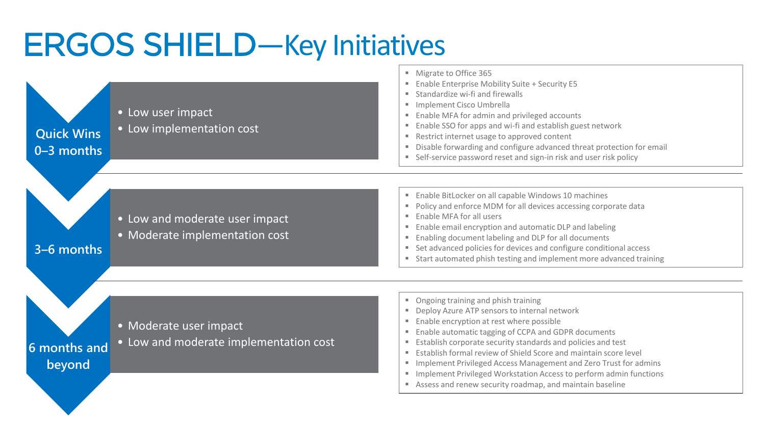# ERGOS SHIELD—Key Initiatives

## Quick Wins 0–3 months

- Low user impact
- Low implementation cost

- Migrate to Office 365
- Enable Enterprise Mobility Suite + Security E5
- Standardize wi-fi and firewalls
- Implement Cisco Umbrella
- Enable MFA for admin and privileged accounts
- Enable SSO for apps and wi-fi and establish guest network
- Restrict internet usage to approved content
- Disable forwarding and configure advanced threat protection for email
- Self-service password reset and sign-in risk and user risk policy

## 3–6 months

- Low and moderate user impact
- Moderate implementation cost

- Enable BitLocker on all capable Windows 10 machines
- Policy and enforce MDM for all devices accessing corporate data
- Enable MFA for all users
- Enable email encryption and automatic DLP and labeling
- Enabling document labeling and DLP for all documents
- Set advanced policies for devices and configure conditional access
- Start automated phish testing and implement more advanced training

## 6 months and beyond

- Moderate user impact
- Low and moderate implementation cost

- Ongoing training and phish training
- Deploy Azure ATP sensors to internal network
- Enable encryption at rest where possible
- Enable automatic tagging of CCPA and GDPR documents
- Establish corporate security standards and policies and test
- Establish formal review of Shield Score and maintain score level
- Implement Privileged Access Management and Zero Trust for admins
- Implement Privileged Workstation Access to perform admin functions
- Assess and renew security roadmap, and maintain baseline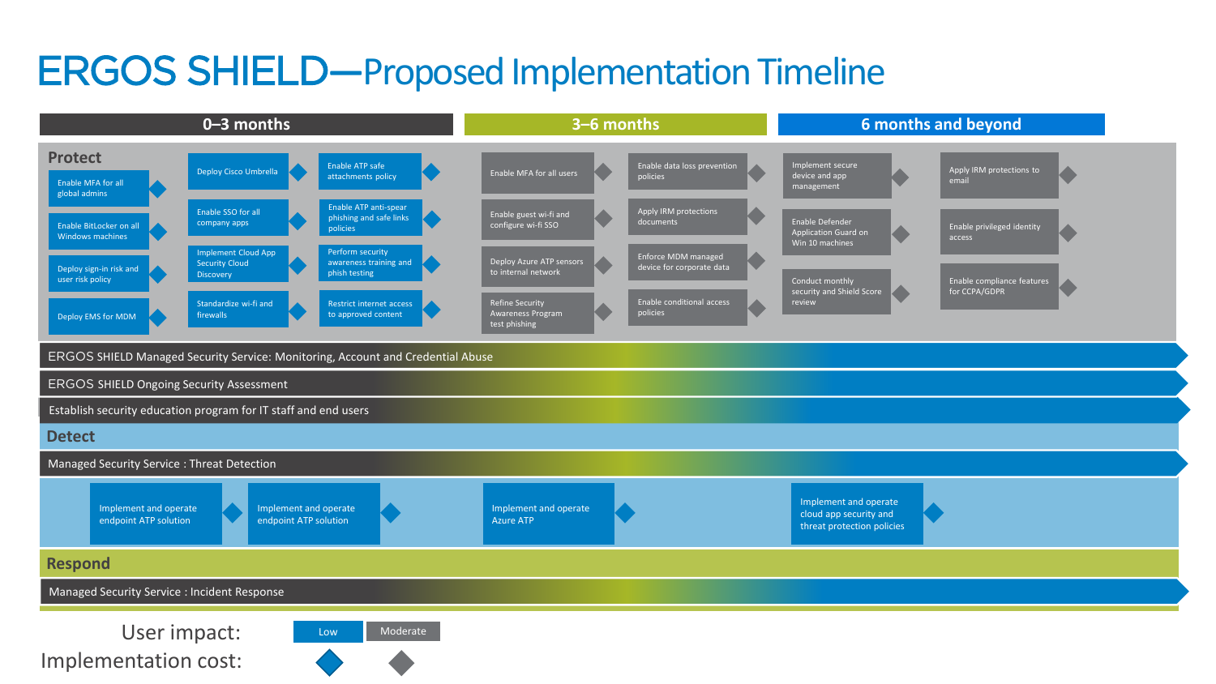# ERGOS SHIELD—Proposed Implementation Timeline

| | 0–3 months | | | 3–6 months | | 6 months and beyond | |
|---|---|---|---|---|---|---|---|
| **Protect** | Deploy Cisco Umbrella | Enable ATP safe attachments policy | | Enable MFA for all users | Enable data loss prevention policies | Implement secure device and app management | Apply IRM protections to email |
| Enable MFA for all global admins | Enable SSO for all company apps | Enable ATP anti-spear phishing and safe links policies | | Enable guest wi-fi and configure wi-fi SSO | Apply IRM protections documents | Enable Defender Application Guard on Win 10 machines | Enable privileged identity access |
| Enable BitLocker on all Windows machines | Implement Cloud App Security Cloud Discovery | Perform security awareness training and phish testing | | Deploy Azure ATP sensors to internal network | Enforce MDM managed device for corporate data | Conduct monthly security and Shield Score review | Enable compliance features for CCPA/GDPR |
| Deploy sign-in risk and user risk policy | Standardize wi-fi and firewalls | Restrict internet access to approved content | | Refine Security Awareness Program test phishing | Enable conditional access policies | | |
| Deploy EMS for MDM | | | | | | | |

- ERGOS SHIELD Managed Security Service: Monitoring, Account and Credential Abuse
- ERGOS SHIELD Ongoing Security Assessment
- Establish security education program for IT staff and end users

## Detect

- Managed Security Service : Threat Detection

| 0–3 months | | 3–6 months | 6 months and beyond |
|---|---|---|---|
| Implement and operate endpoint ATP solution | Implement and operate endpoint ATP solution | Implement and operate Azure ATP | Implement and operate cloud app security and threat protection policies |

## Respond

- Managed Security Service : Incident Response

User impact: Low | Moderate

Implementation cost: ◆ (blue) | ◆ (gray)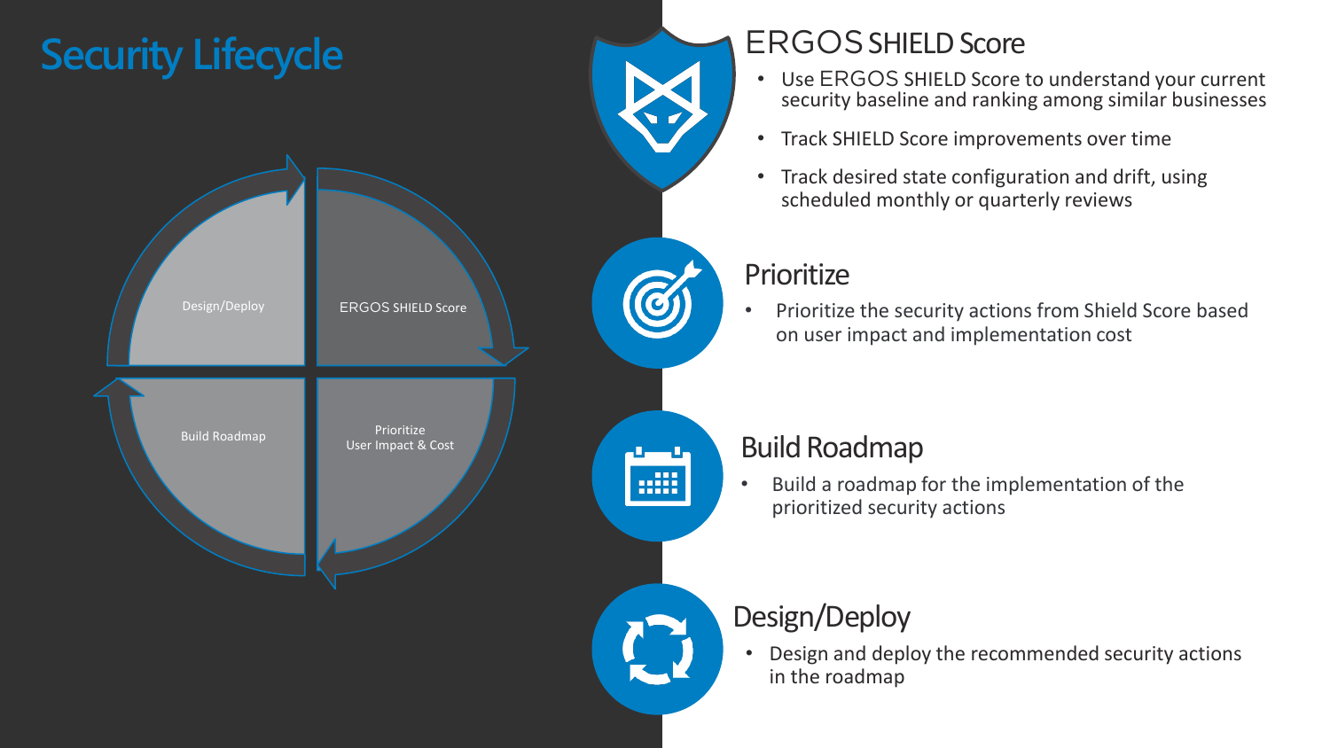# Security Lifecycle

Design/Deploy

ERGOS SHIELD Score

Build Roadmap

Prioritize
User Impact & Cost

## ERGOS SHIELD Score

- Use ERGOS SHIELD Score to understand your current security baseline and ranking among similar businesses
- Track SHIELD Score improvements over time
- Track desired state configuration and drift, using scheduled monthly or quarterly reviews

## Prioritize

- Prioritize the security actions from Shield Score based on user impact and implementation cost

## Build Roadmap

- Build a roadmap for the implementation of the prioritized security actions

## Design/Deploy

- Design and deploy the recommended security actions in the roadmap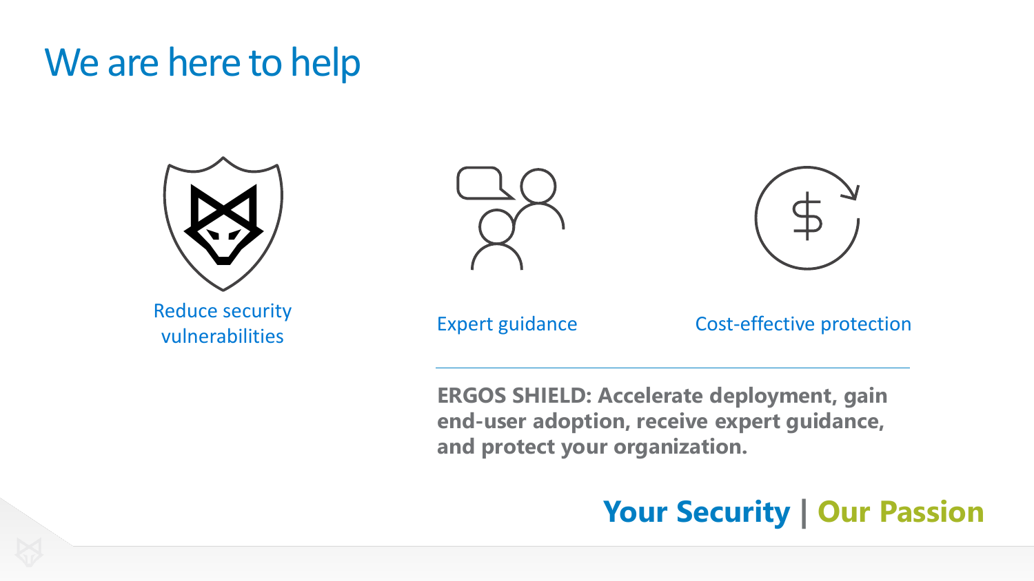# We are here to help

Reduce security vulnerabilities

Expert guidance

Cost-effective protection

**ERGOS SHIELD: Accelerate deployment, gain end-user adoption, receive expert guidance, and protect your organization.**

**Your Security | Our Passion**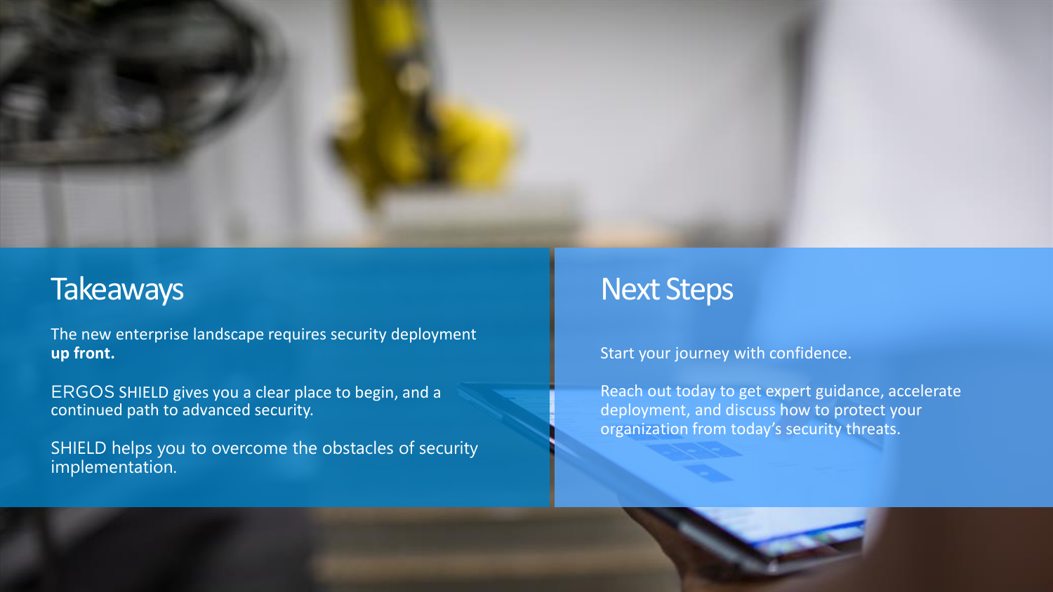## Takeaways

The new enterprise landscape requires security deployment **up front.**

ERGOS SHIELD gives you a clear place to begin, and a continued path to advanced security.

SHIELD helps you to overcome the obstacles of security implementation.

## Next Steps

Start your journey with confidence.

Reach out today to get expert guidance, accelerate deployment, and discuss how to protect your organization from today's security threats.